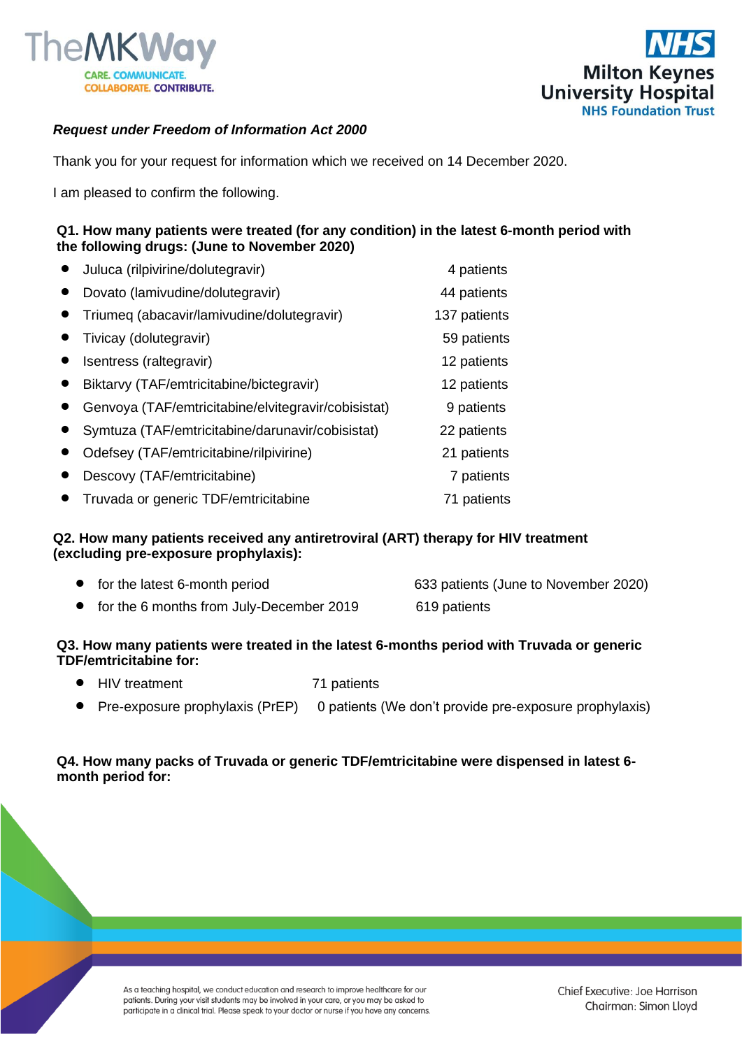***Request under Freedom of Information Act 2000***

Thank you for your request for information which we received on 14 December 2020.

I am pleased to confirm the following.

**Q1. How many patients were treated (for any condition) in the latest 6-month period with the following drugs: (June to November 2020)**

- Juluca (rilpivirine/dolutegravir) 4 patients
- Dovato (lamivudine/dolutegravir) 44 patients
- Triumeq (abacavir/lamivudine/dolutegravir) 137 patients
- Tivicay (dolutegravir) 59 patients
- Isentress (raltegravir) 12 patients
- Biktarvy (TAF/emtricitabine/bictegravir) 12 patients
- Genvoya (TAF/emtricitabine/elvitegravir/cobisistat) 9 patients
- Symtuza (TAF/emtricitabine/darunavir/cobisistat) 22 patients
- Odefsey (TAF/emtricitabine/rilpivirine) 21 patients
- Descovy (TAF/emtricitabine) 7 patients
- Truvada or generic TDF/emtricitabine 71 patients

**Q2. How many patients received any antiretroviral (ART) therapy for HIV treatment (excluding pre-exposure prophylaxis):**

- for the latest 6-month period 633 patients (June to November 2020)
- for the 6 months from July-December 2019 619 patients

**Q3. How many patients were treated in the latest 6-months period with Truvada or generic TDF/emtricitabine for:**

- HIV treatment 71 patients
- Pre-exposure prophylaxis (PrEP) 0 patients (We don't provide pre-exposure prophylaxis)

**Q4. How many packs of Truvada or generic TDF/emtricitabine were dispensed in latest 6-month period for:**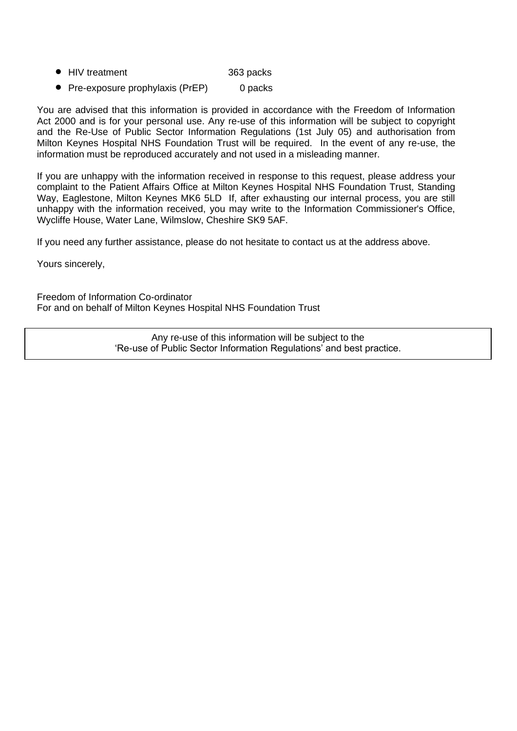- HIV treatment 363 packs
- Pre-exposure prophylaxis (PrEP) 0 packs

You are advised that this information is provided in accordance with the Freedom of Information Act 2000 and is for your personal use. Any re-use of this information will be subject to copyright and the Re-Use of Public Sector Information Regulations (1st July 05) and authorisation from Milton Keynes Hospital NHS Foundation Trust will be required. In the event of any re-use, the information must be reproduced accurately and not used in a misleading manner.

If you are unhappy with the information received in response to this request, please address your complaint to the Patient Affairs Office at Milton Keynes Hospital NHS Foundation Trust, Standing Way, Eaglestone, Milton Keynes MK6 5LD If, after exhausting our internal process, you are still unhappy with the information received, you may write to the Information Commissioner's Office, Wycliffe House, Water Lane, Wilmslow, Cheshire SK9 5AF.

If you need any further assistance, please do not hesitate to contact us at the address above.

Yours sincerely,

Freedom of Information Co-ordinator
For and on behalf of Milton Keynes Hospital NHS Foundation Trust

Any re-use of this information will be subject to the
'Re-use of Public Sector Information Regulations' and best practice.